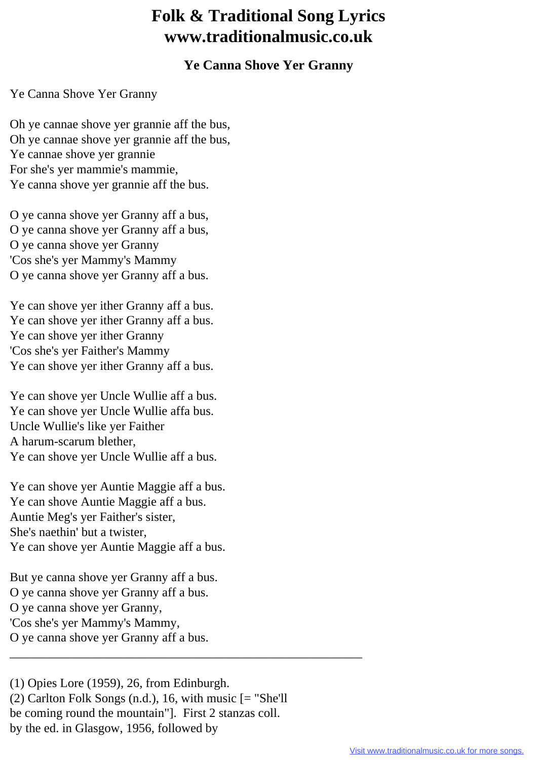# Folk & Traditional Song Lyrics
# www.traditionalmusic.co.uk

### Ye Canna Shove Yer Granny

Ye Canna Shove Yer Granny

Oh ye cannae shove yer grannie aff the bus,
Oh ye cannae shove yer grannie aff the bus,
Ye cannae shove yer grannie
For she's yer mammie's mammie,
Ye canna shove yer grannie aff the bus.

O ye canna shove yer Granny aff a bus,
O ye canna shove yer Granny aff a bus,
O ye canna shove yer Granny
'Cos she's yer Mammy's Mammy
O ye canna shove yer Granny aff a bus.

Ye can shove yer ither Granny aff a bus.
Ye can shove yer ither Granny aff a bus.
Ye can shove yer ither Granny
'Cos she's yer Faither's Mammy
Ye can shove yer ither Granny aff a bus.

Ye can shove yer Uncle Wullie aff a bus.
Ye can shove yer Uncle Wullie affa bus.
Uncle Wullie's like yer Faither
A harum-scarum blether,
Ye can shove yer Uncle Wullie aff a bus.

Ye can shove yer Auntie Maggie aff a bus.
Ye can shove Auntie Maggie aff a bus.
Auntie Meg's yer Faither's sister,
She's naethin' but a twister,
Ye can shove yer Auntie Maggie aff a bus.

But ye canna shove yer Granny aff a bus.
O ye canna shove yer Granny aff a bus.
O ye canna shove yer Granny,
'Cos she's yer Mammy's Mammy,
O ye canna shove yer Granny aff a bus.

---

(1) Opies Lore (1959), 26, from Edinburgh.
(2) Carlton Folk Songs (n.d.), 16, with music [= "She'll be coming round the mountain"]. First 2 stanzas coll. by the ed. in Glasgow, 1956, followed by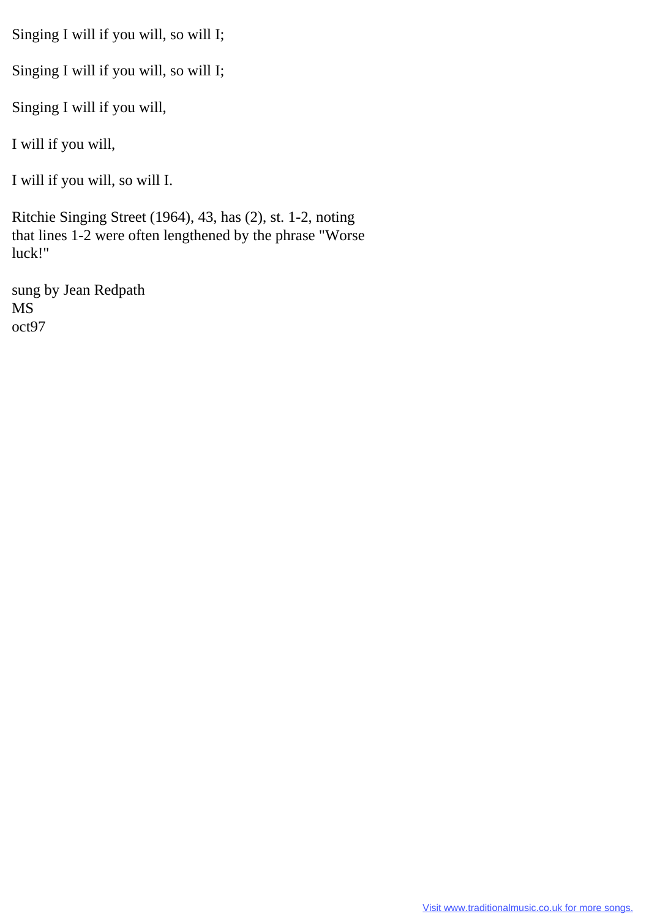Singing I will if you will, so will I;

Singing I will if you will, so will I;

Singing I will if you will,

I will if you will,

I will if you will, so will I.

Ritchie Singing Street (1964), 43, has (2), st. 1-2, noting that lines 1-2 were often lengthened by the phrase "Worse luck!"

sung by Jean Redpath
MS
oct97